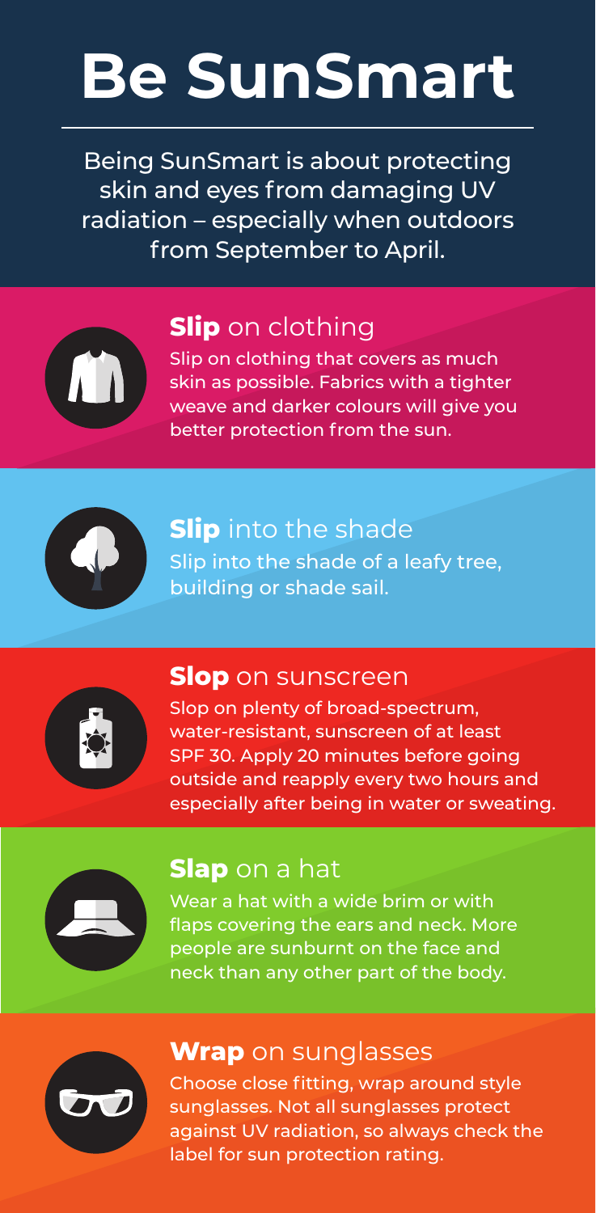# Be SunSmart

Being SunSmart is about protecting skin and eyes from damaging UV radiation – especially when outdoors from September to April.

## **Slip** on clothing

Slip on clothing that covers as much skin as possible. Fabrics with a tighter weave and darker colours will give you better protection from the sun.

## **Slip** into the shade

Slip into the shade of a leafy tree, building or shade sail.

## **Slop** on sunscreen

Slop on plenty of broad-spectrum, water-resistant, sunscreen of at least SPF 30. Apply 20 minutes before going outside and reapply every two hours and especially after being in water or sweating.

## **Slap** on a hat

Wear a hat with a wide brim or with flaps covering the ears and neck. More people are sunburnt on the face and neck than any other part of the body.

## **Wrap** on sunglasses

Choose close fitting, wrap around style sunglasses. Not all sunglasses protect against UV radiation, so always check the label for sun protection rating.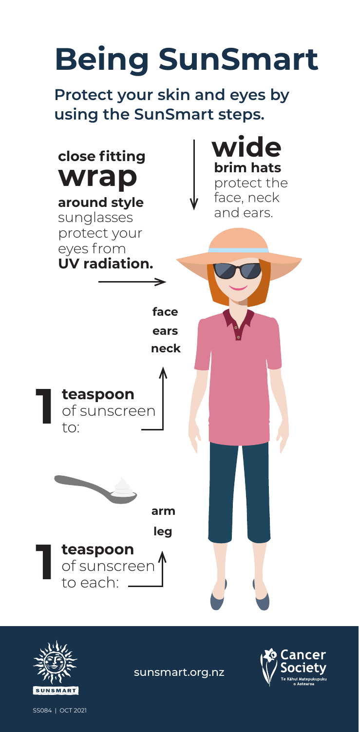# Being SunSmart

## Protect your skin and eyes by using the SunSmart steps.

**close fitting wrap around style** sunglasses protect your eyes from **UV radiation.**

**wide brim hats** protect the face, neck and ears.

**1 teaspoon** of sunscreen to:

**face**

**ears**

**neck**

**1 teaspoon** of sunscreen to each:

**arm**

**leg**

sunsmart.org.nz

SS084 | OCT 2021